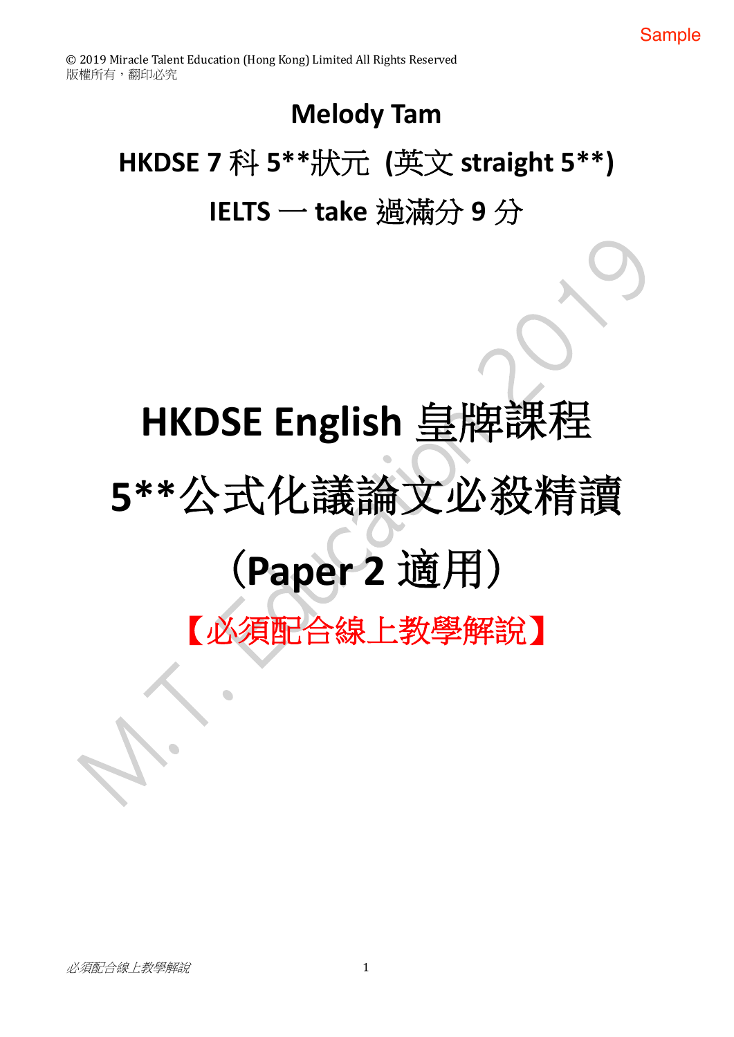Sample

© 2019 Miracle Talent Education (Hong Kong) Limited All Rights Reserved
版權所有，翻印必究

**Melody Tam**

**HKDSE 7 科 5**狀元 (英文 straight 5**)**

**IELTS 一 take 過滿分 9 分**

# HKDSE English 皇牌課程

# 5**公式化議論文必殺精讀

# (Paper 2 適用)

【必須配合線上教學解說】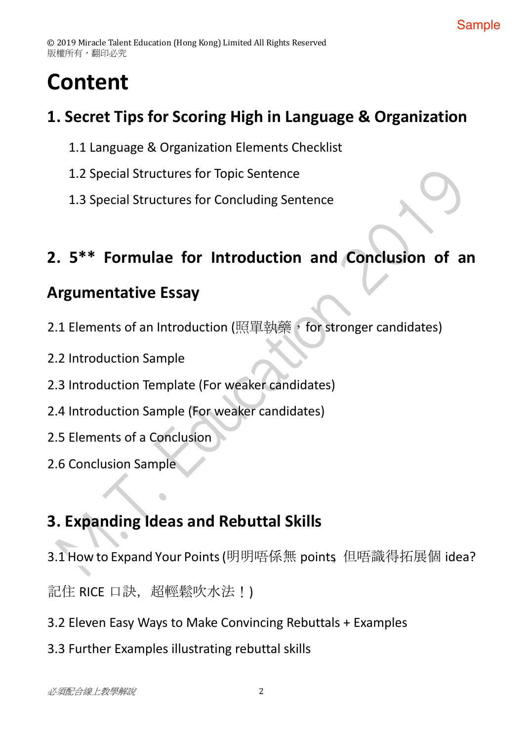# Content

## 1. Secret Tips for Scoring High in Language & Organization

1.1 Language & Organization Elements Checklist

1.2 Special Structures for Topic Sentence

1.3 Special Structures for Concluding Sentence

## 2. 5** Formulae for Introduction and Conclusion of an Argumentative Essay

2.1 Elements of an Introduction (照單執藥，for stronger candidates)

2.2 Introduction Sample

2.3 Introduction Template (For weaker candidates)

2.4 Introduction Sample (For weaker candidates)

2.5 Elements of a Conclusion

2.6 Conclusion Sample

## 3. Expanding Ideas and Rebuttal Skills

3.1 How to Expand Your Points (明明唔係無 points, 但唔識得拓展個 idea? 記住 RICE 口訣，超輕鬆吹水法！)

3.2 Eleven Easy Ways to Make Convincing Rebuttals + Examples

3.3 Further Examples illustrating rebuttal skills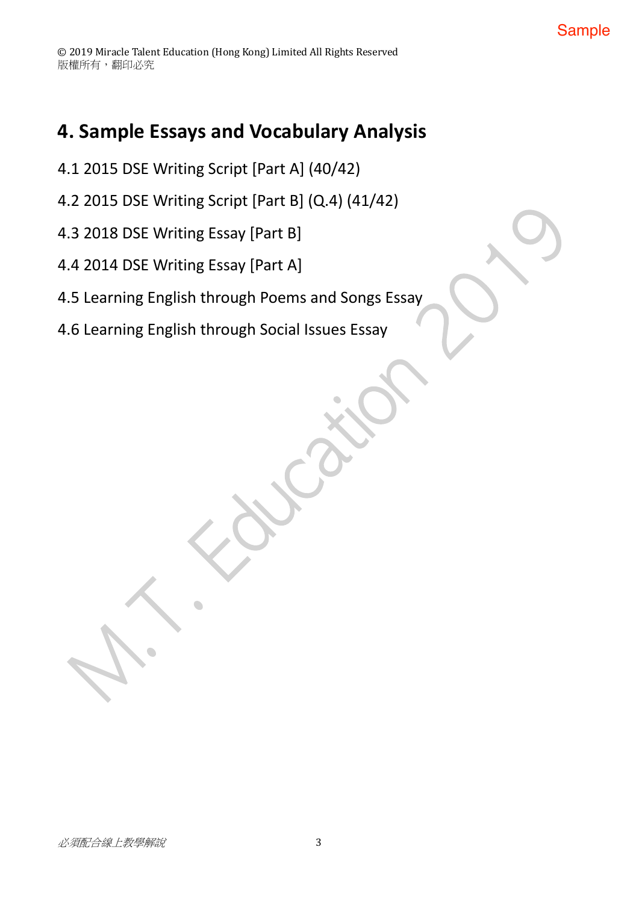# 4. Sample Essays and Vocabulary Analysis

4.1 2015 DSE Writing Script [Part A] (40/42)

4.2 2015 DSE Writing Script [Part B] (Q.4) (41/42)

4.3 2018 DSE Writing Essay [Part B]

4.4 2014 DSE Writing Essay [Part A]

4.5 Learning English through Poems and Songs Essay

4.6 Learning English through Social Issues Essay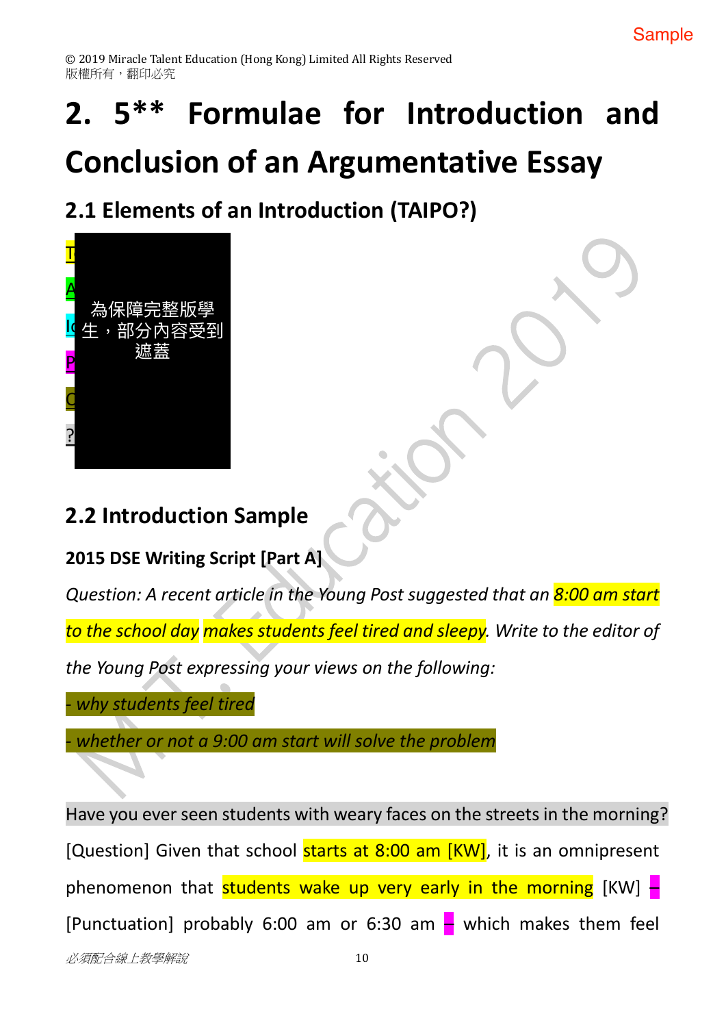# 2. 5** Formulae for Introduction and Conclusion of an Argumentative Essay

## 2.1 Elements of an Introduction (TAIPO?)

T

A

I

P

O

?

為保障完整版學生，部分內容受到遮蓋

## 2.2 Introduction Sample

### 2015 DSE Writing Script [Part A]

*Question: A recent article in the Young Post suggested that an 8:00 am start to the school day makes students feel tired and sleepy. Write to the editor of the Young Post expressing your views on the following:*

*- why students feel tired*

*- whether or not a 9:00 am start will solve the problem*

Have you ever seen students with weary faces on the streets in the morning? [Question] Given that school starts at 8:00 am [KW], it is an omnipresent phenomenon that students wake up very early in the morning [KW] – [Punctuation] probably 6:00 am or 6:30 am – which makes them feel

必須配合線上教學解說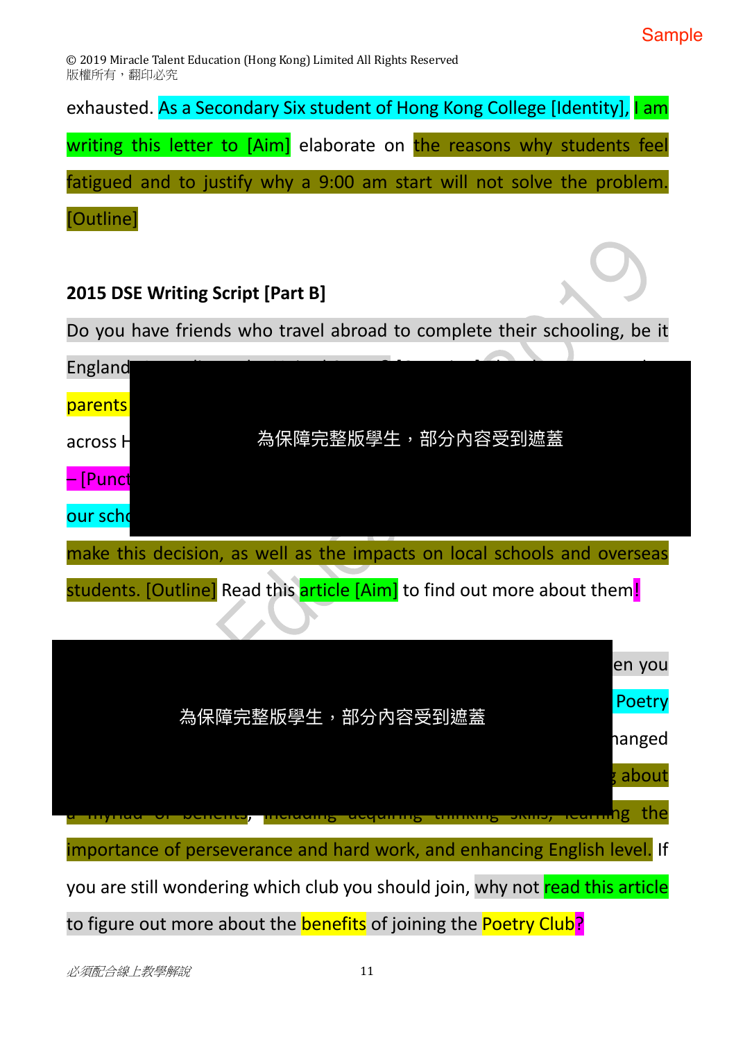exhausted. As a Secondary Six student of Hong Kong College [Identity], I am writing this letter to [Aim] elaborate on the reasons why students feel fatigued and to justify why a 9:00 am start will not solve the problem. [Outline]

**2015 DSE Writing Script [Part B]**

Do you have friends who travel abroad to complete their schooling, be it England

parents

across H

– [Punct

our scho

為保障完整版學生，部分內容受到遮蓋

make this decision, as well as the impacts on local schools and overseas students. [Outline] Read this article [Aim] to find out more about them!

為保障完整版學生，部分內容受到遮蓋

en you

Poetry

hanged

about

a myriad of benefits, including acquiring thinking skills, learning the importance of perseverance and hard work, and enhancing English level. If you are still wondering which club you should join, why not read this article to figure out more about the benefits of joining the Poetry Club?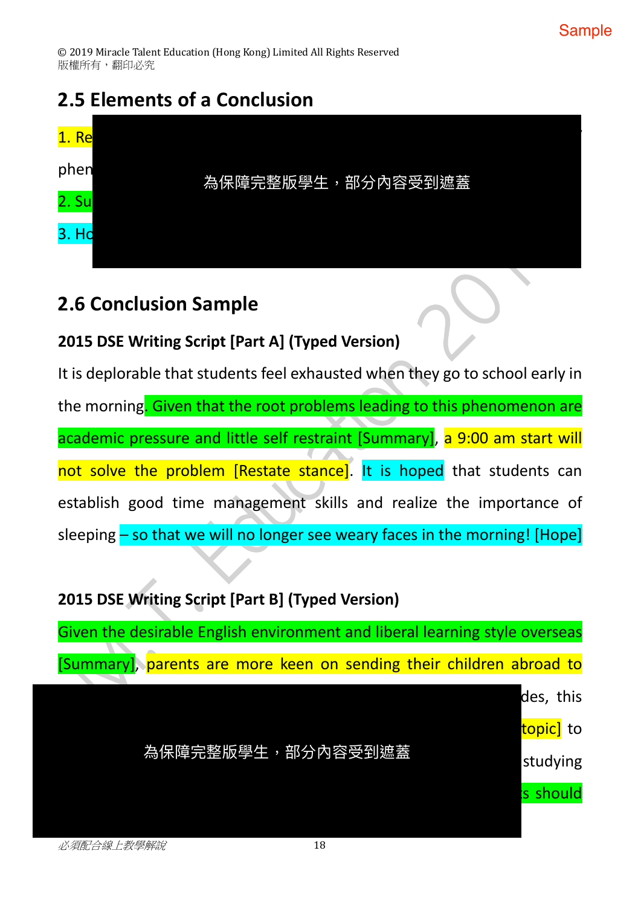## 2.5 Elements of a Conclusion

1. Re

phen

為保障完整版學生，部分內容受到遮蓋

2. Su

3. Ho

## 2.6 Conclusion Sample

### 2015 DSE Writing Script [Part A] (Typed Version)

It is deplorable that students feel exhausted when they go to school early in the morning. Given that the root problems leading to this phenomenon are academic pressure and little self restraint [Summary], a 9:00 am start will not solve the problem [Restate stance]. It is hoped that students can establish good time management skills and realize the importance of sleeping – so that we will no longer see weary faces in the morning! [Hope]

### 2015 DSE Writing Script [Part B] (Typed Version)

Given the desirable English environment and liberal learning style overseas [Summary], parents are more keen on sending their children abroad to

為保障完整版學生，部分內容受到遮蓋

des, this

topic] to

studying

s should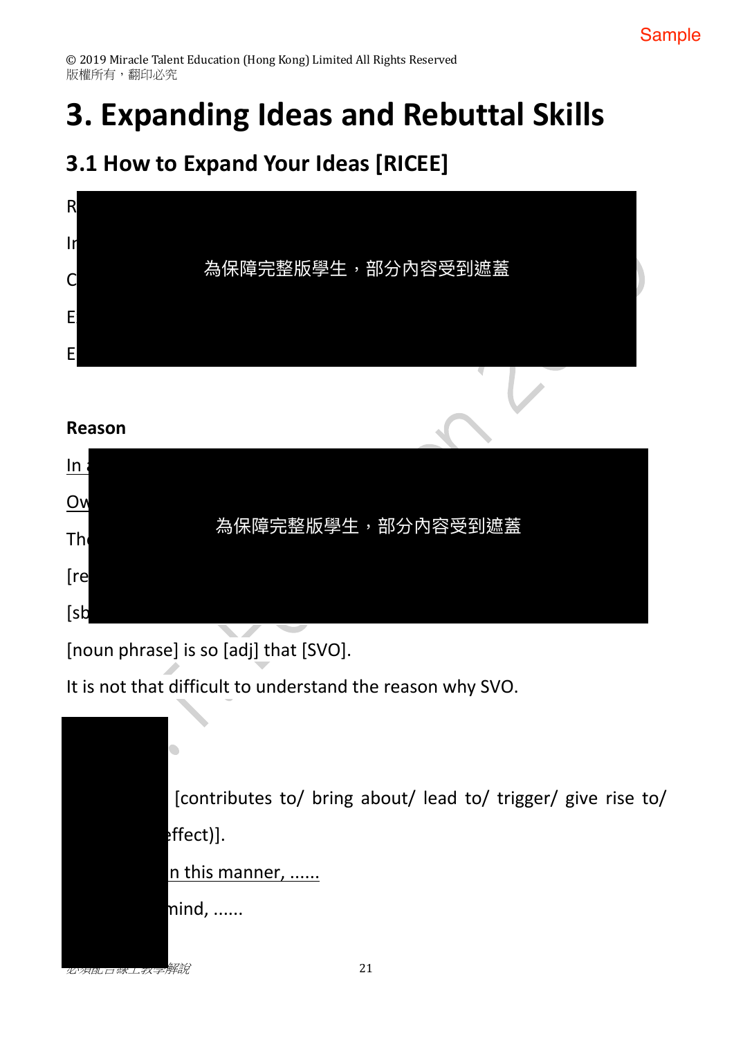# 3. Expanding Ideas and Rebuttal Skills

## 3.1 How to Expand Your Ideas [RICEE]

R

I

C

E

E

為保障完整版學生，部分內容受到遮蓋

**Reason**

In

Ow

Th

[re

[sb

為保障完整版學生，部分內容受到遮蓋

[noun phrase] is so [adj] that [SVO].

It is not that difficult to understand the reason why SVO.

[contributes to/ bring about/ lead to/ trigger/ give rise to/

effect)].

n this manner, ......

mind, ......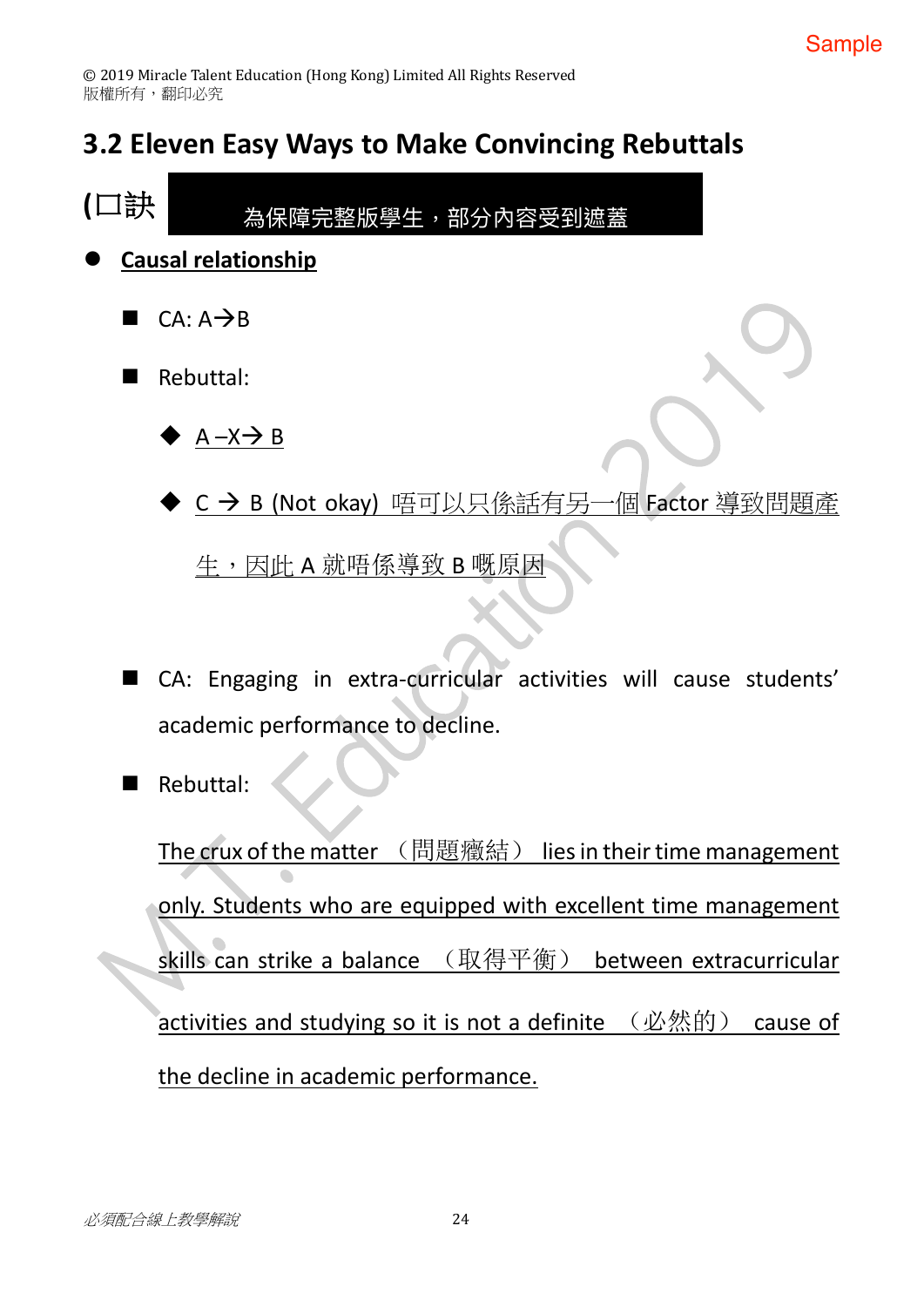## 3.2 Eleven Easy Ways to Make Convincing Rebuttals

(口訣 為保障完整版學生，部分內容受到遮蓋

- <u>Causal relationship</u>
  - CA: A→B
  - Rebuttal:
    - <u>A –X→ B</u>
    - <u>C → B (Not okay) 唔可以只係話有另一個 Factor 導致問題產生，因此 A 就唔係導致 B 嘅原因</u>

  - CA: Engaging in extra-curricular activities will cause students' academic performance to decline.
  - Rebuttal:

    <u>The crux of the matter （問題癥結） lies in their time management only. Students who are equipped with excellent time management skills can strike a balance （取得平衡） between extracurricular activities and studying so it is not a definite （必然的） cause of the decline in academic performance.</u>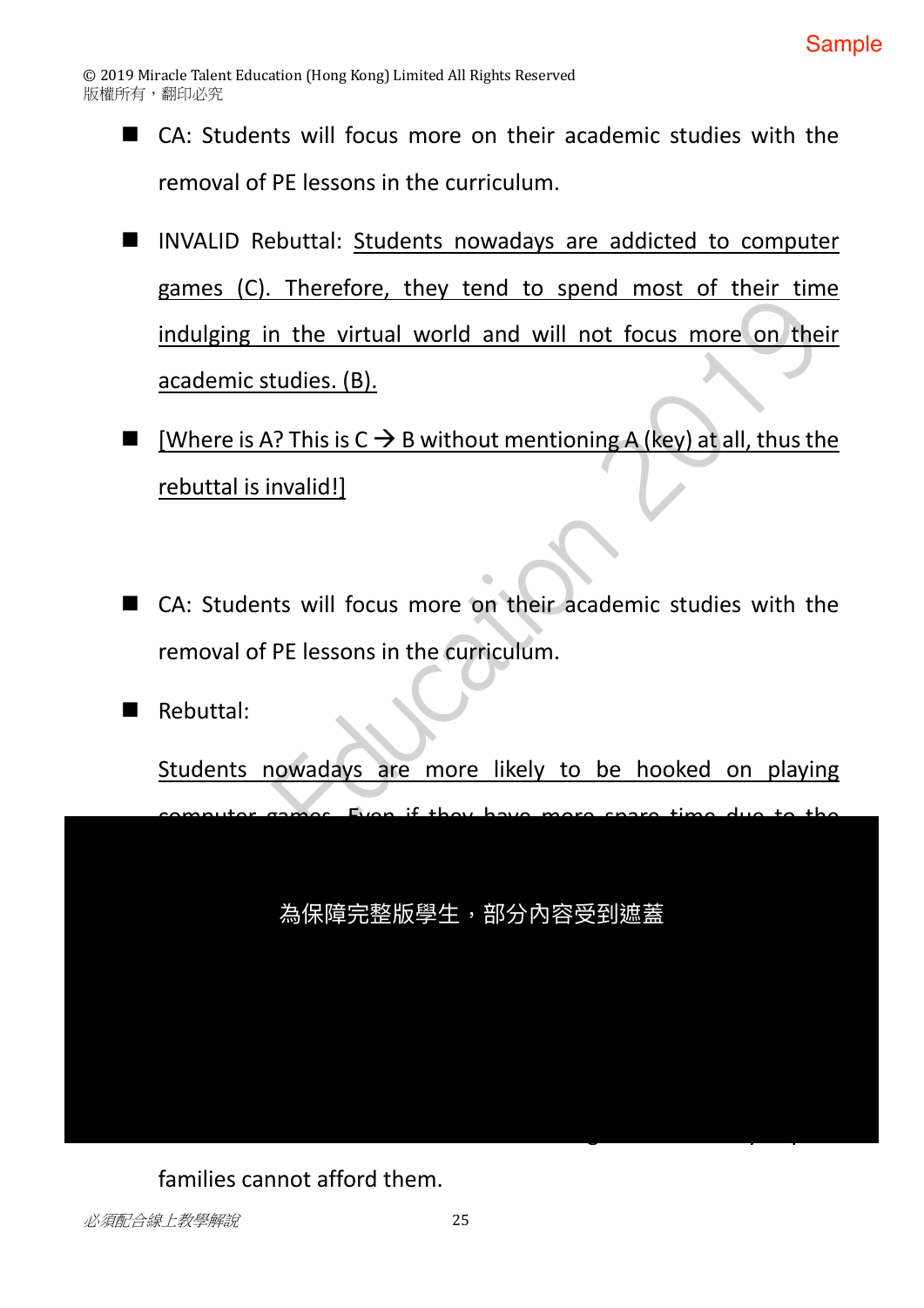- CA: Students will focus more on their academic studies with the removal of PE lessons in the curriculum.

- INVALID Rebuttal: <u>Students nowadays are addicted to computer games (C). Therefore, they tend to spend most of their time indulging in the virtual world and will not focus more on their academic studies. (B).</u>

- <u>[Where is A? This is C → B without mentioning A (key) at all, thus the rebuttal is invalid!]</u>

- CA: Students will focus more on their academic studies with the removal of PE lessons in the curriculum.

- Rebuttal:

  <u>Students nowadays are more likely to be hooked on playing computer games. Even if they have more spare time due to the</u>

為保障完整版學生，部分內容受到遮蓋

families cannot afford them.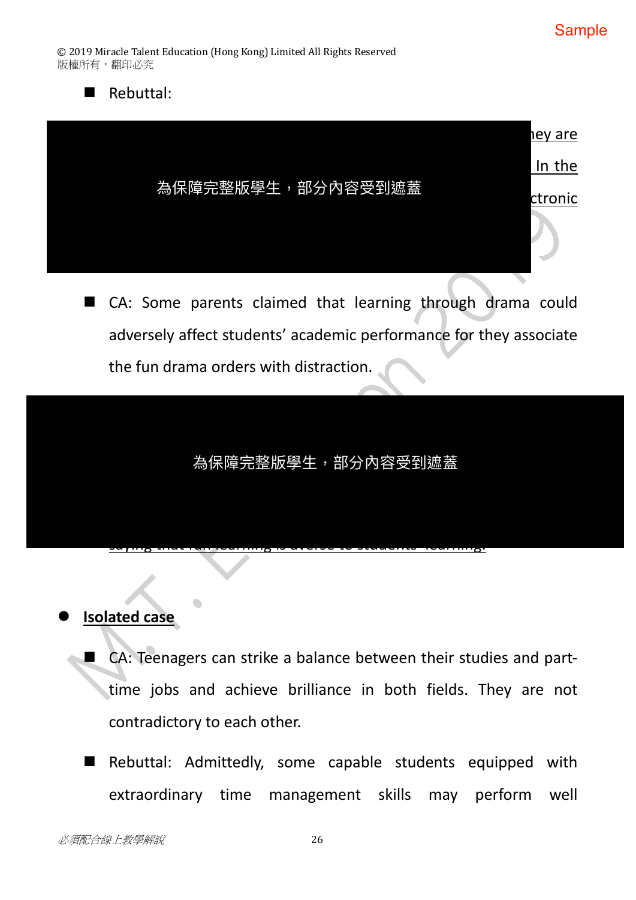■ Rebuttal:

為保障完整版學生，部分內容受到遮蓋

ey are In the ctronic

■ CA: Some parents claimed that learning through drama could adversely affect students' academic performance for they associate the fun drama orders with distraction.

為保障完整版學生，部分內容受到遮蓋

saying that fun learning is averse to students' learning.

- **Isolated case**

■ CA: Teenagers can strike a balance between their studies and part-time jobs and achieve brilliance in both fields. They are not contradictory to each other.

■ Rebuttal: Admittedly, some capable students equipped with extraordinary time management skills may perform well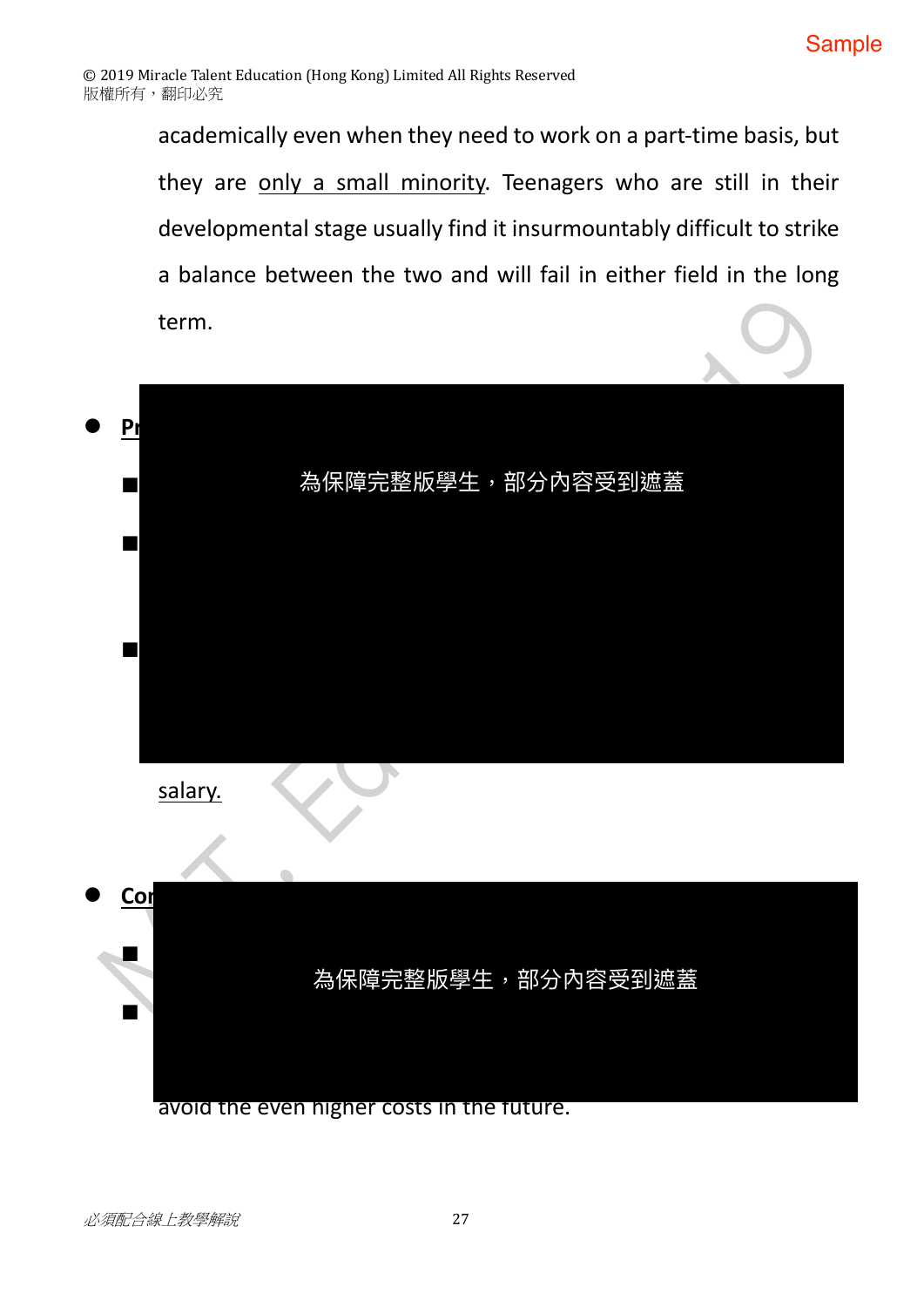academically even when they need to work on a part-time basis, but they are <u>only a small minority</u>. Teenagers who are still in their developmental stage usually find it insurmountably difficult to strike a balance between the two and will fail in either field in the long term.

- **Pr**

 ■

 ■

 ■

 為保障完整版學生，部分內容受到遮蓋

 <u>salary.</u>

- **Co**

 ■

 ■

 為保障完整版學生，部分內容受到遮蓋

 avoid the even higher costs in the future.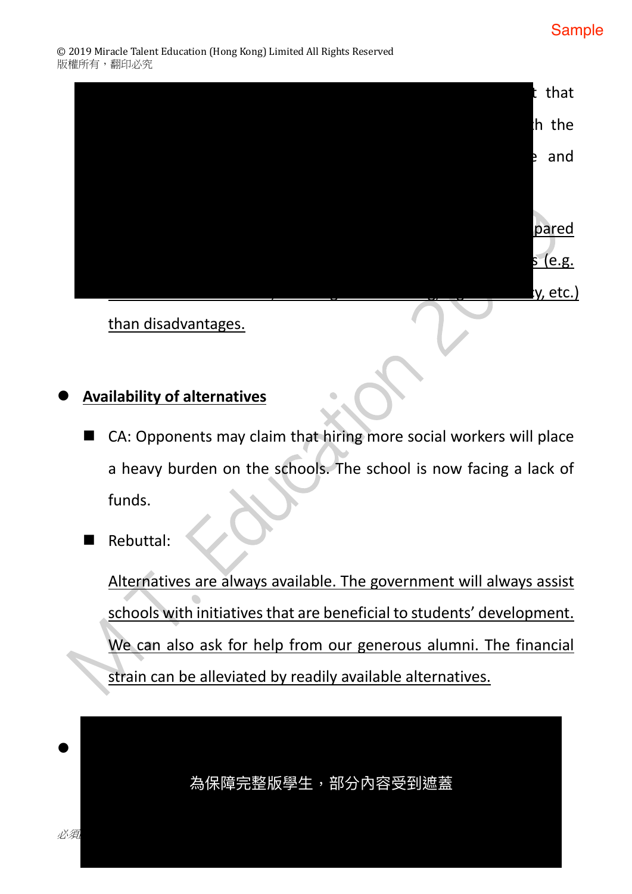t that

h the

e and

pared

s (e.g.

y, etc.)

than disadvantages.

- **Availability of alternatives**
  - CA: Opponents may claim that hiring more social workers will place a heavy burden on the schools. The school is now facing a lack of funds.
  - Rebuttal:

    Alternatives are always available. The government will always assist schools with initiatives that are beneficial to students' development. We can also ask for help from our generous alumni. The financial strain can be alleviated by readily available alternatives.

- 

為保障完整版學生，部分內容受到遮蓋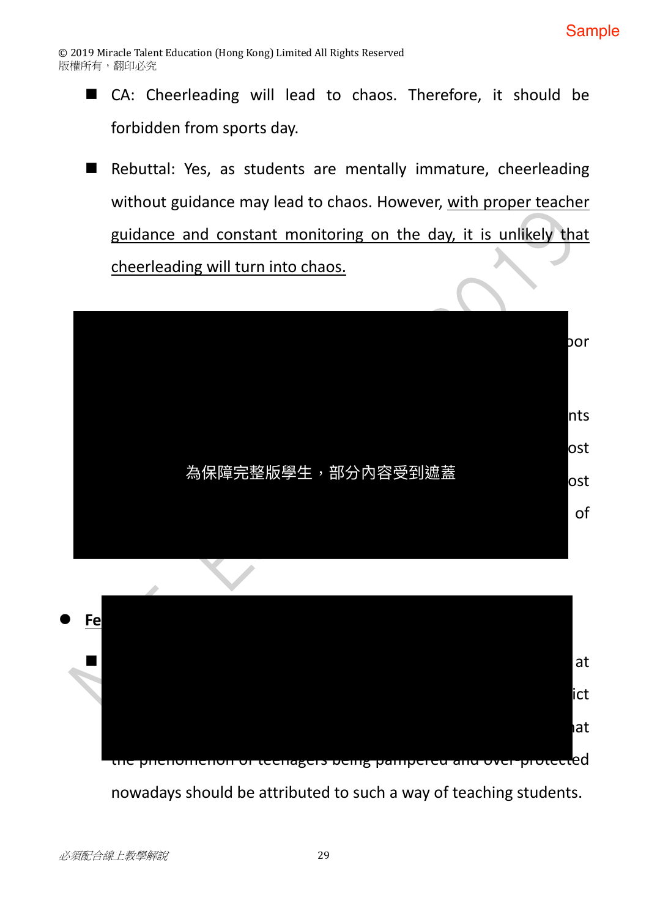- CA: Cheerleading will lead to chaos. Therefore, it should be forbidden from sports day.

- Rebuttal: Yes, as students are mentally immature, cheerleading without guidance may lead to chaos. However, <u>with proper teacher guidance and constant monitoring on the day, it is unlikely that cheerleading will turn into chaos.</u>

為保障完整版學生，部分內容受到遮蓋

nowadays should be attributed to such a way of teaching students.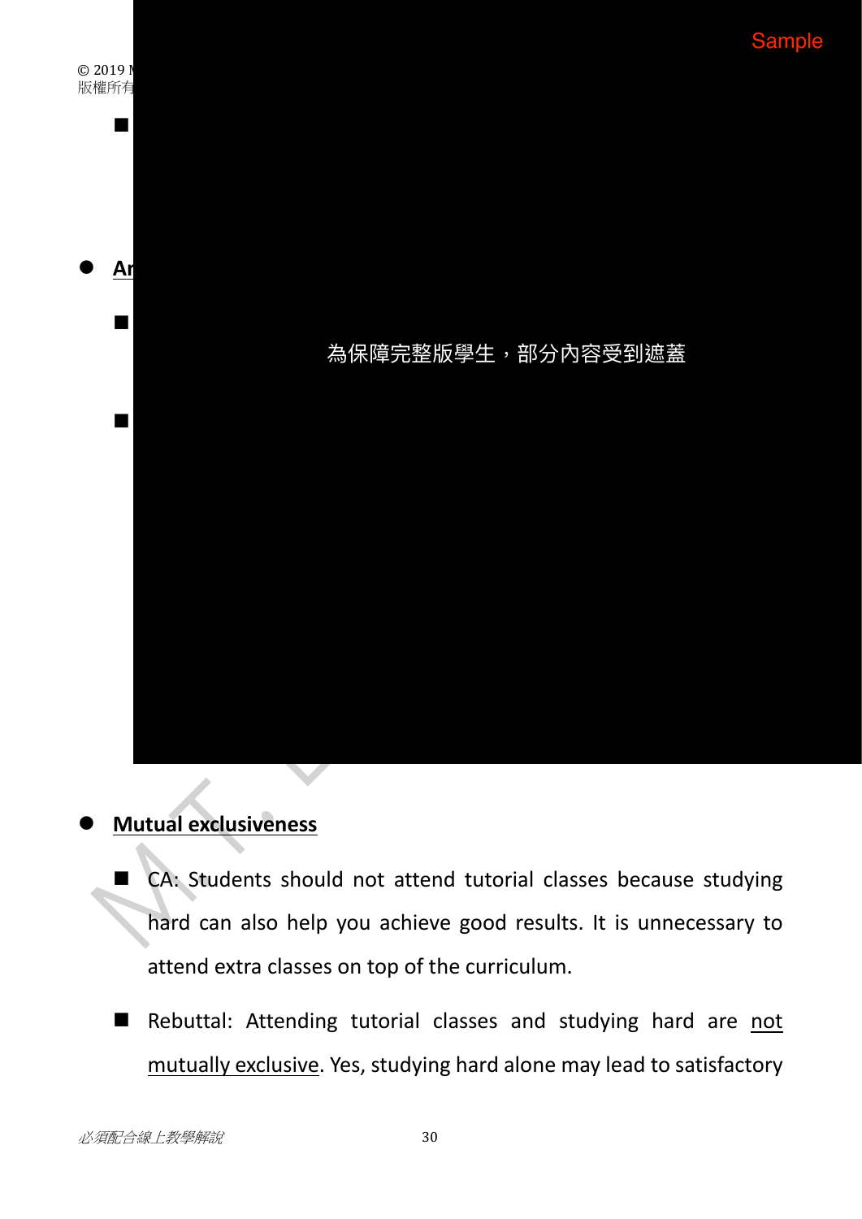■

- **Ar**

  ■

  ■

為保障完整版學生，部分內容受到遮蓋

- **Mutual exclusiveness**

  ■ CA: Students should not attend tutorial classes because studying hard can also help you achieve good results. It is unnecessary to attend extra classes on top of the curriculum.

  ■ Rebuttal: Attending tutorial classes and studying hard are not mutually exclusive. Yes, studying hard alone may lead to satisfactory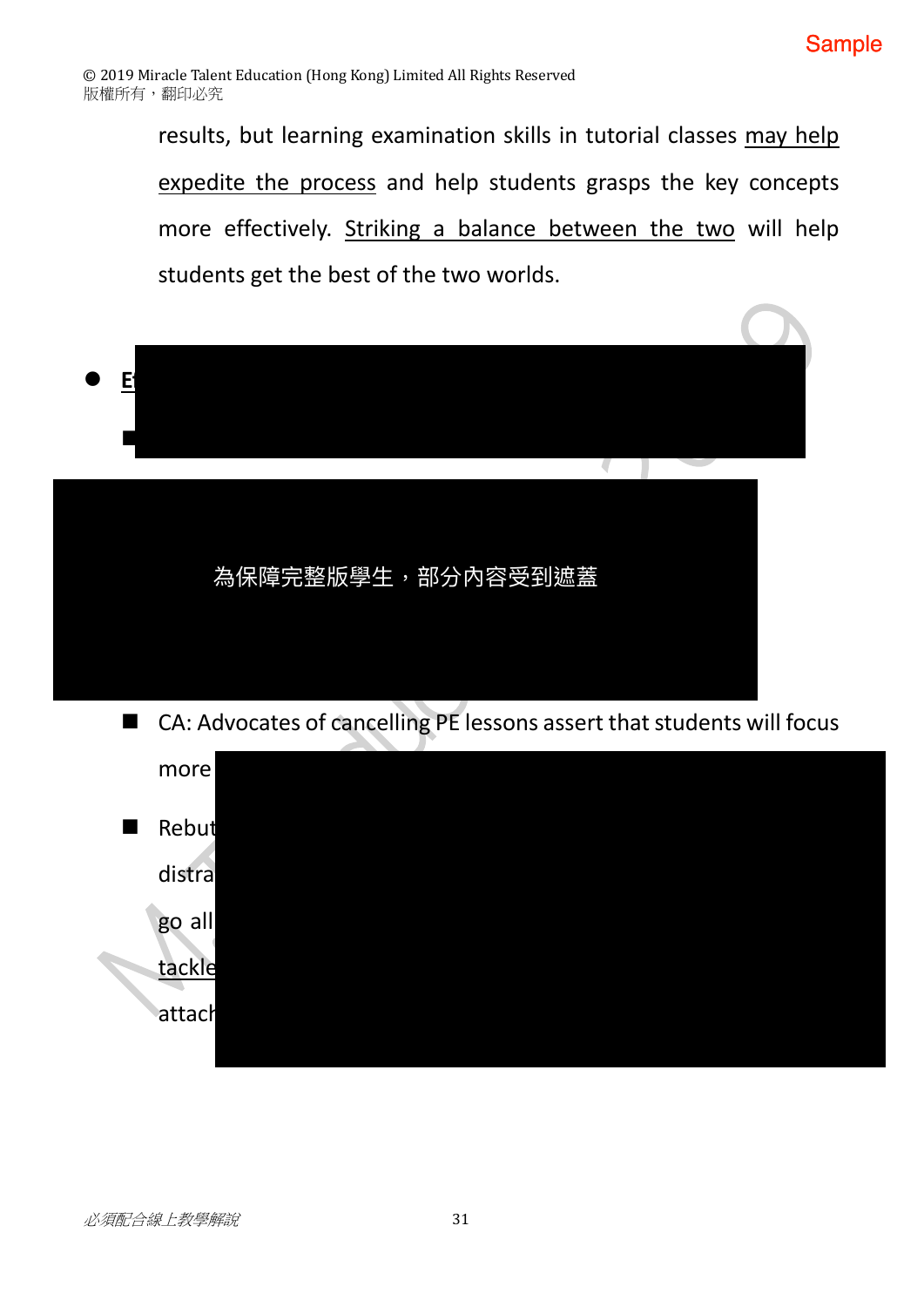results, but learning examination skills in tutorial classes <u>may help expedite the process</u> and help students grasps the key concepts more effectively. <u>Striking a balance between the two</u> will help students get the best of the two worlds.

- **E**

為保障完整版學生，部分內容受到遮蓋

  - CA: Advocates of cancelling PE lessons assert that students will focus more
  - Rebut
    distra
    go all
    <u>tackle</u>
    attach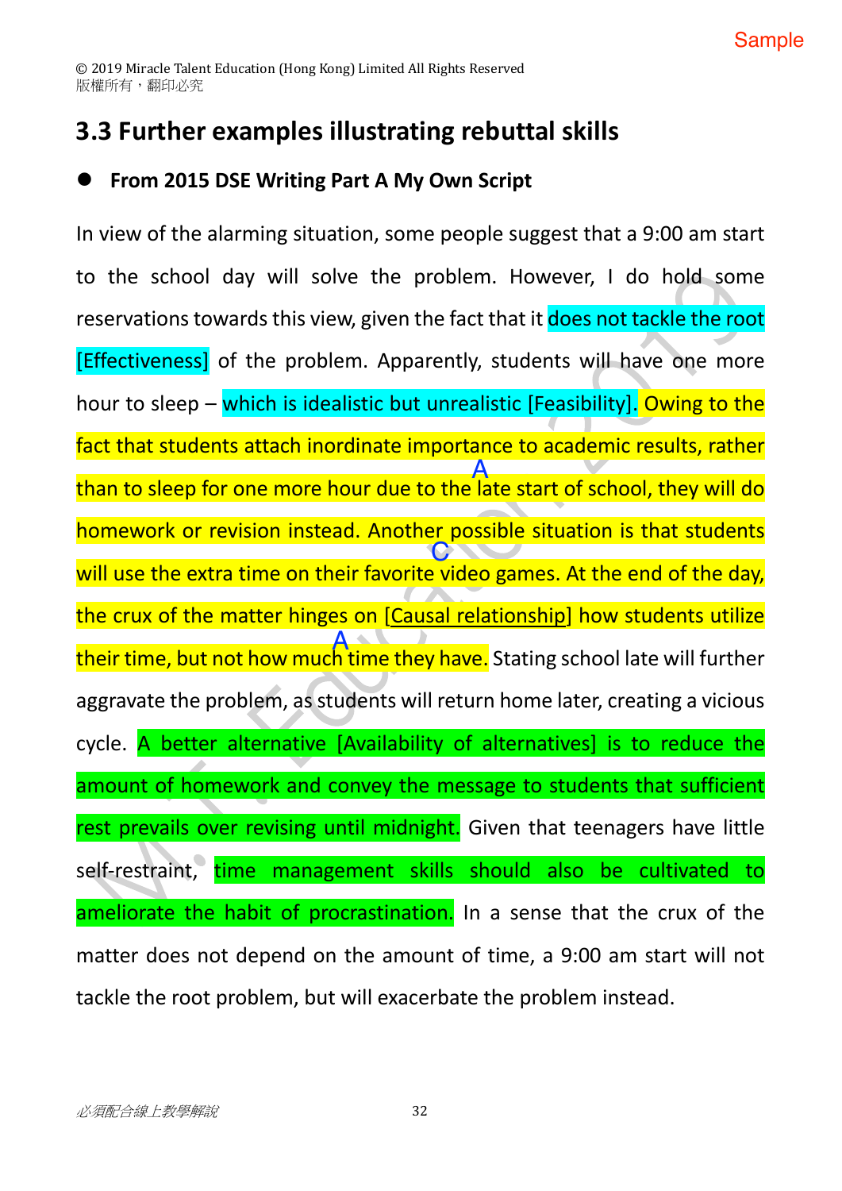## 3.3 Further examples illustrating rebuttal skills

- **From 2015 DSE Writing Part A My Own Script**

In view of the alarming situation, some people suggest that a 9:00 am start to the school day will solve the problem. However, I do hold some reservations towards this view, given the fact that it does not tackle the root [Effectiveness] of the problem. Apparently, students will have one more hour to sleep – which is idealistic but unrealistic [Feasibility]. Owing to the fact that students attach inordinate importance to academic results, rather than to sleep for one more hour due to the late start of school, they will do homework or revision instead. Another possible situation is that students will use the extra time on their favorite video games. At the end of the day, the crux of the matter hinges on [Causal relationship] how students utilize their time, but not how much time they have. Stating school late will further aggravate the problem, as students will return home later, creating a vicious cycle. A better alternative [Availability of alternatives] is to reduce the amount of homework and convey the message to students that sufficient rest prevails over revising until midnight. Given that teenagers have little self-restraint, time management skills should also be cultivated to ameliorate the habit of procrastination. In a sense that the crux of the matter does not depend on the amount of time, a 9:00 am start will not tackle the root problem, but will exacerbate the problem instead.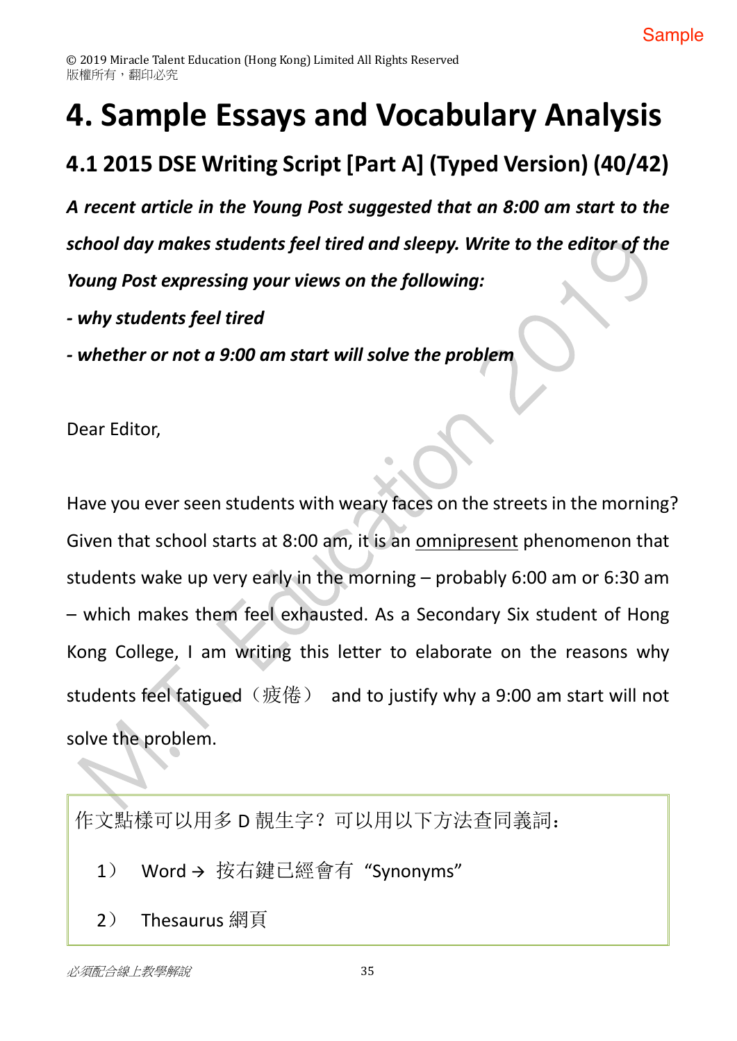# 4. Sample Essays and Vocabulary Analysis

## 4.1 2015 DSE Writing Script [Part A] (Typed Version) (40/42)

***A recent article in the Young Post suggested that an 8:00 am start to the school day makes students feel tired and sleepy. Write to the editor of the Young Post expressing your views on the following:***

***- why students feel tired***

***- whether or not a 9:00 am start will solve the problem***

Dear Editor,

Have you ever seen students with weary faces on the streets in the morning? Given that school starts at 8:00 am, it is an <u>omnipresent</u> phenomenon that students wake up very early in the morning – probably 6:00 am or 6:30 am – which makes them feel exhausted. As a Secondary Six student of Hong Kong College, I am writing this letter to elaborate on the reasons why students feel fatigued（疲倦） and to justify why a 9:00 am start will not solve the problem.

作文點樣可以用多 D 靚生字？可以用以下方法查同義詞：

1） Word → 按右鍵已經會有 “Synonyms”

2） Thesaurus 網頁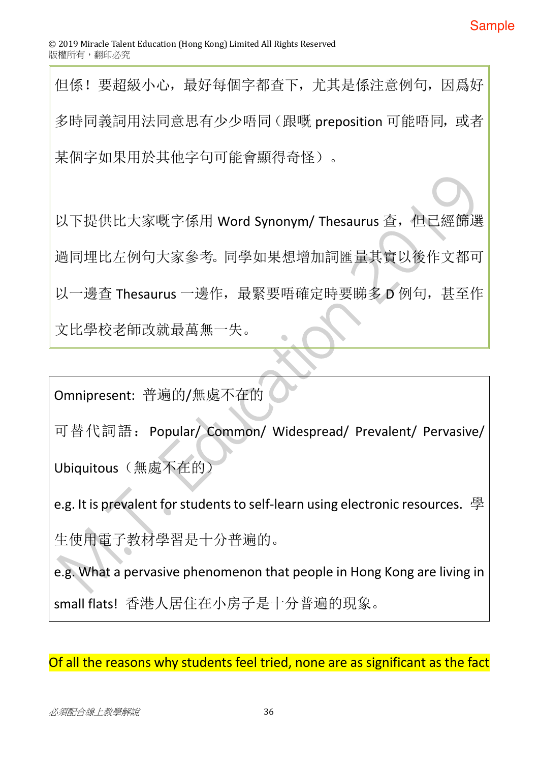但係！要超級小心，最好每個字都查下，尤其是係注意例句，因爲好多時同義詞用法同意思有少少唔同（跟嘅 preposition 可能唔同，或者某個字如果用於其他字句可能會顯得奇怪）。

以下提供比大家嘅字係用 Word Synonym/ Thesaurus 查，但已經篩選過同埋比左例句大家參考。同學如果想增加詞匯量其實以後作文都可以一邊查 Thesaurus 一邊作，最緊要唔確定時要睇多 D 例句，甚至作文比學校老師改就最萬無一失。

Omnipresent: 普遍的/無處不在的

可替代詞語： Popular/ Common/ Widespread/ Prevalent/ Pervasive/ Ubiquitous（無處不在的）

e.g. It is prevalent for students to self-learn using electronic resources. 學生使用電子教材學習是十分普遍的。

e.g. What a pervasive phenomenon that people in Hong Kong are living in small flats! 香港人居住在小房子是十分普遍的現象。

Of all the reasons why students feel tried, none are as significant as the fact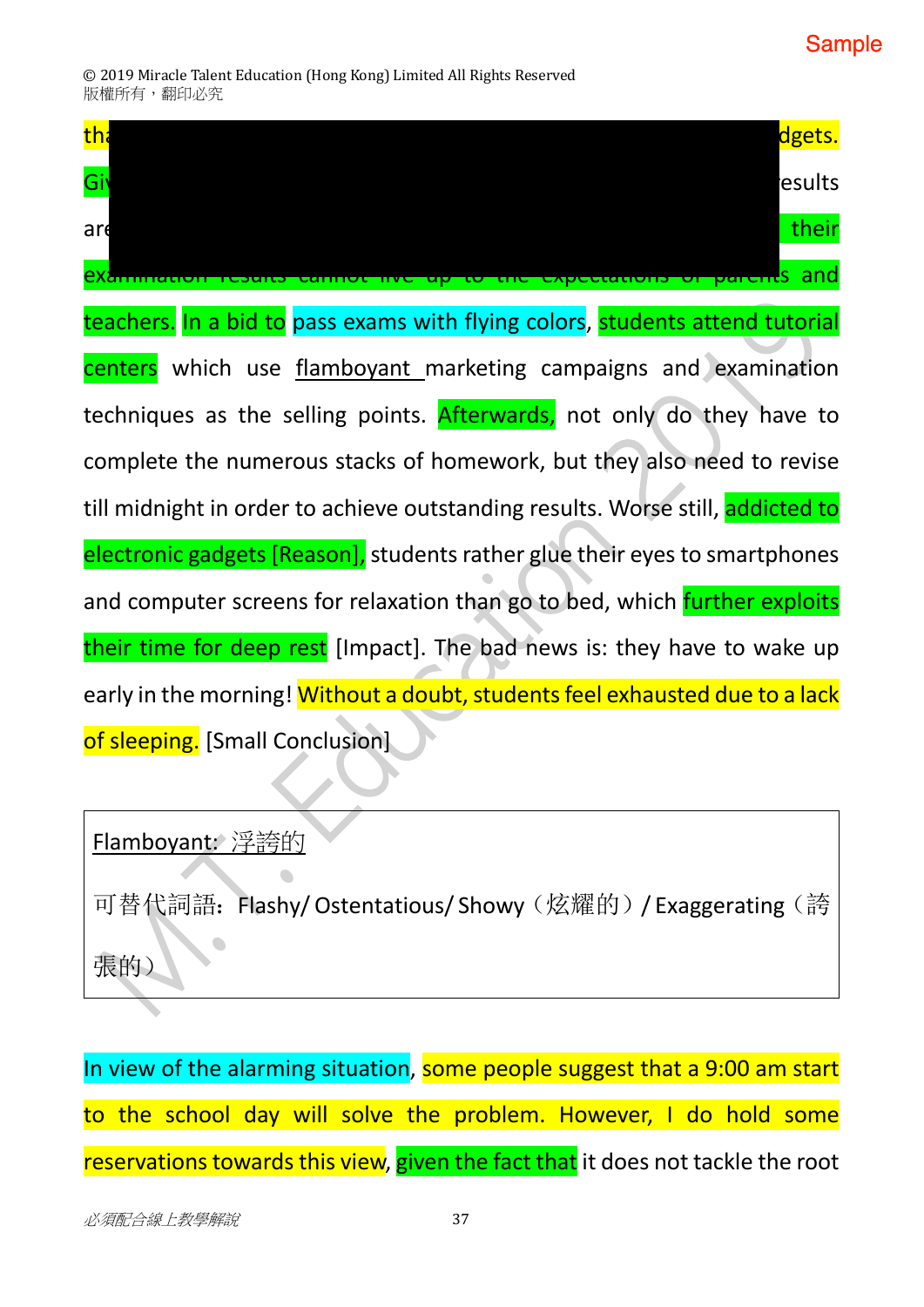tha dgets. Gi esults are their examination results cannot live up to the expectations of parents and teachers. In a bid to pass exams with flying colors, students attend tutorial centers which use flamboyant marketing campaigns and examination techniques as the selling points. Afterwards, not only do they have to complete the numerous stacks of homework, but they also need to revise till midnight in order to achieve outstanding results. Worse still, addicted to electronic gadgets [Reason], students rather glue their eyes to smartphones and computer screens for relaxation than go to bed, which further exploits their time for deep rest [Impact]. The bad news is: they have to wake up early in the morning! Without a doubt, students feel exhausted due to a lack of sleeping. [Small Conclusion]

| Flamboyant: 浮誇的<br><br>可替代詞語：Flashy/ Ostentatious/ Showy（炫耀的）/ Exaggerating（誇張的） |
|---|

In view of the alarming situation, some people suggest that a 9:00 am start to the school day will solve the problem. However, I do hold some reservations towards this view, given the fact that it does not tackle the root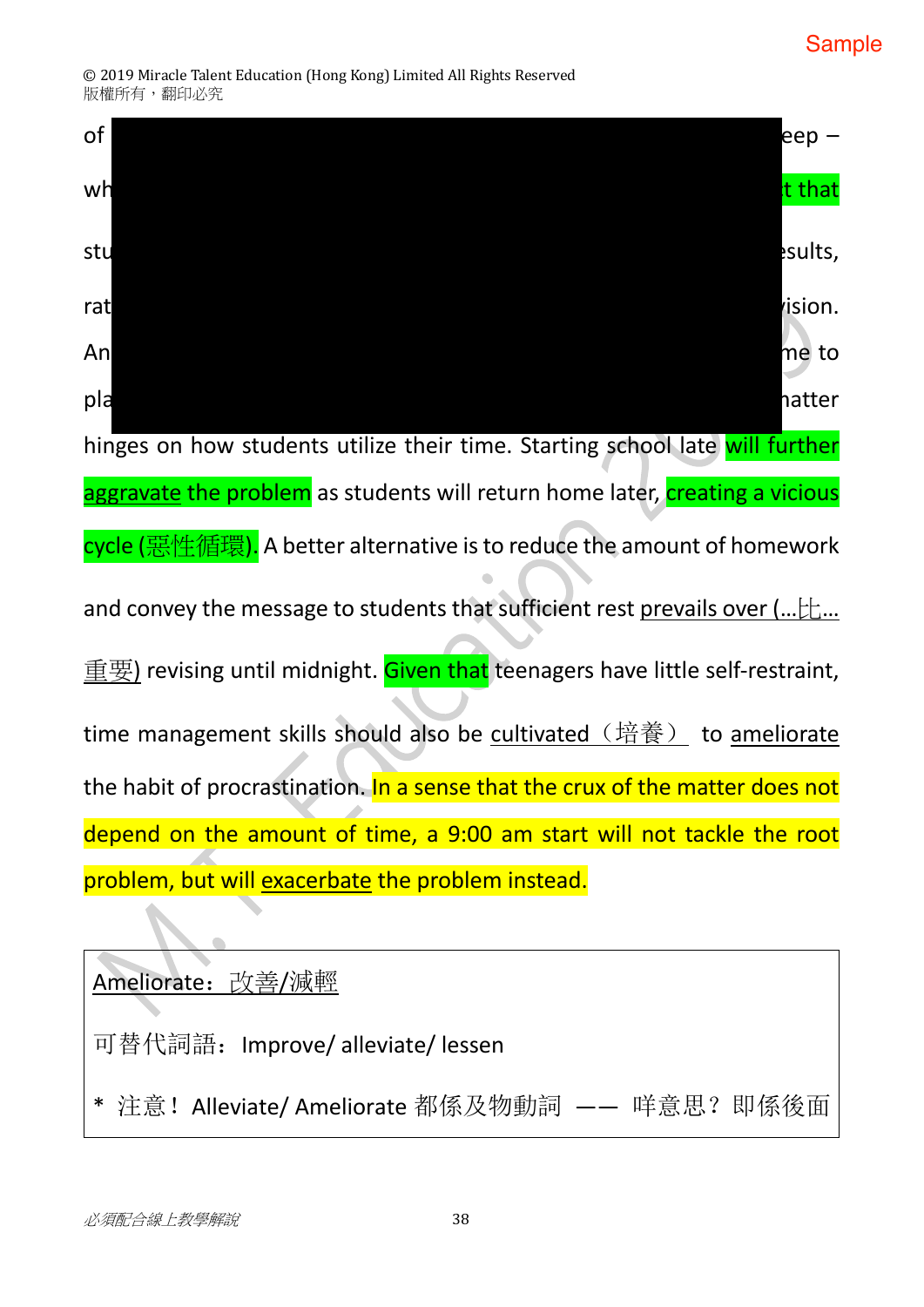of eep –

wh t that

stu sults,

rat ision.

An me to

pla atter

hinges on how students utilize their time. Starting school late will further aggravate the problem as students will return home later, creating a vicious cycle (惡性循環). A better alternative is to reduce the amount of homework and convey the message to students that sufficient rest prevails over (…比…重要) revising until midnight. Given that teenagers have little self-restraint, time management skills should also be cultivated（培養） to ameliorate the habit of procrastination. In a sense that the crux of the matter does not depend on the amount of time, a 9:00 am start will not tackle the root problem, but will exacerbate the problem instead.

| Ameliorate：改善/減輕 |
|---|
| 可替代詞語：Improve/ alleviate/ lessen |
| * 注意！Alleviate/ Ameliorate 都係及物動詞 —— 咩意思？即係後面 |

*必須配合線上教學解說*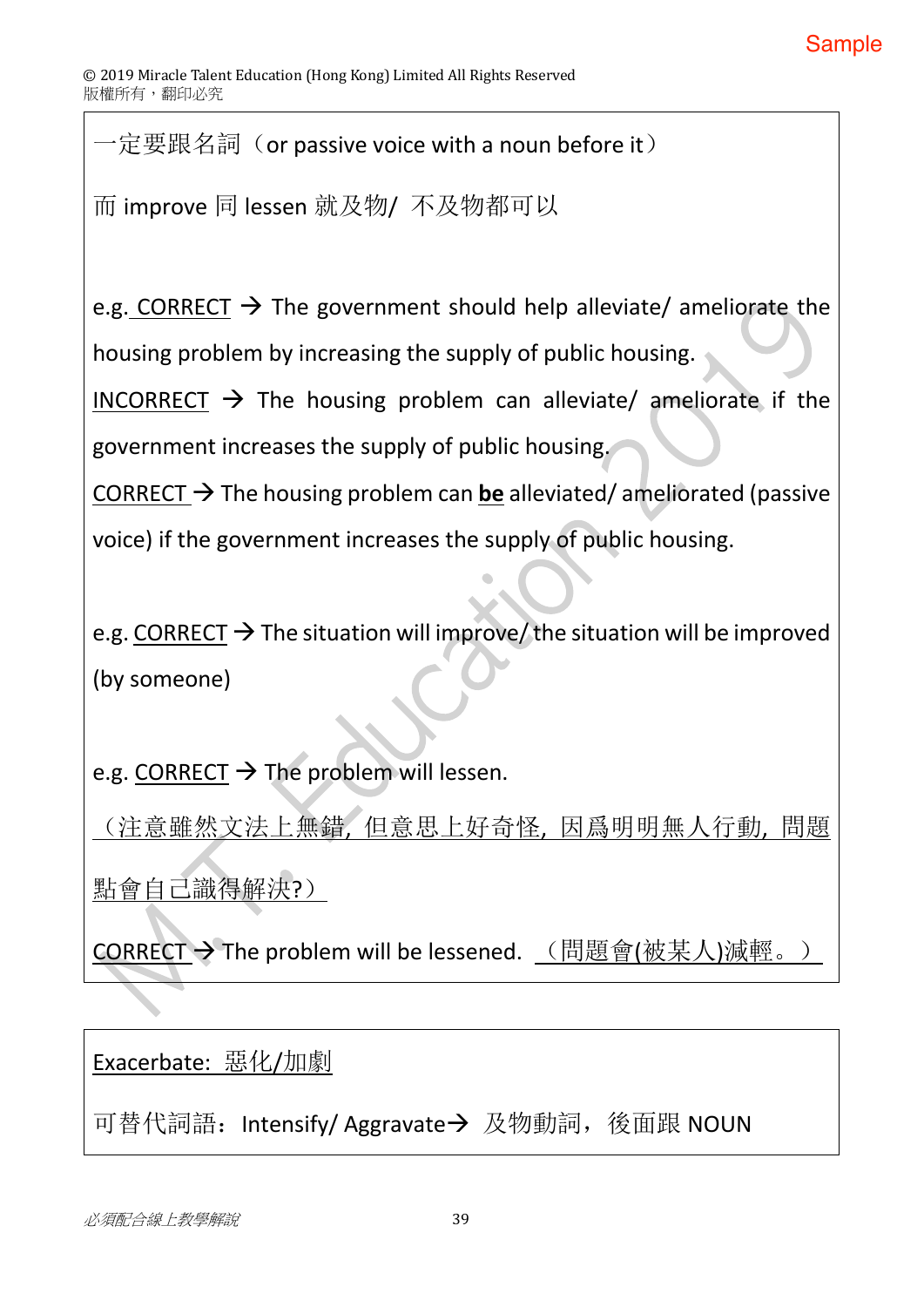一定要跟名詞（or passive voice with a noun before it）

而 improve 同 lessen 就及物/ 不及物都可以

e.g. CORRECT → The government should help alleviate/ ameliorate the housing problem by increasing the supply of public housing.

INCORRECT → The housing problem can alleviate/ ameliorate if the government increases the supply of public housing.

CORRECT → The housing problem can **be** alleviated/ ameliorated (passive voice) if the government increases the supply of public housing.

e.g. CORRECT → The situation will improve/ the situation will be improved (by someone)

e.g. CORRECT → The problem will lessen.

（注意雖然文法上無錯, 但意思上好奇怪, 因爲明明無人行動, 問題點會自己識得解決?）

CORRECT → The problem will be lessened. （問題會(被某人)減輕。）

Exacerbate: 惡化/加劇

可替代詞語：Intensify/ Aggravate→ 及物動詞，後面跟 NOUN